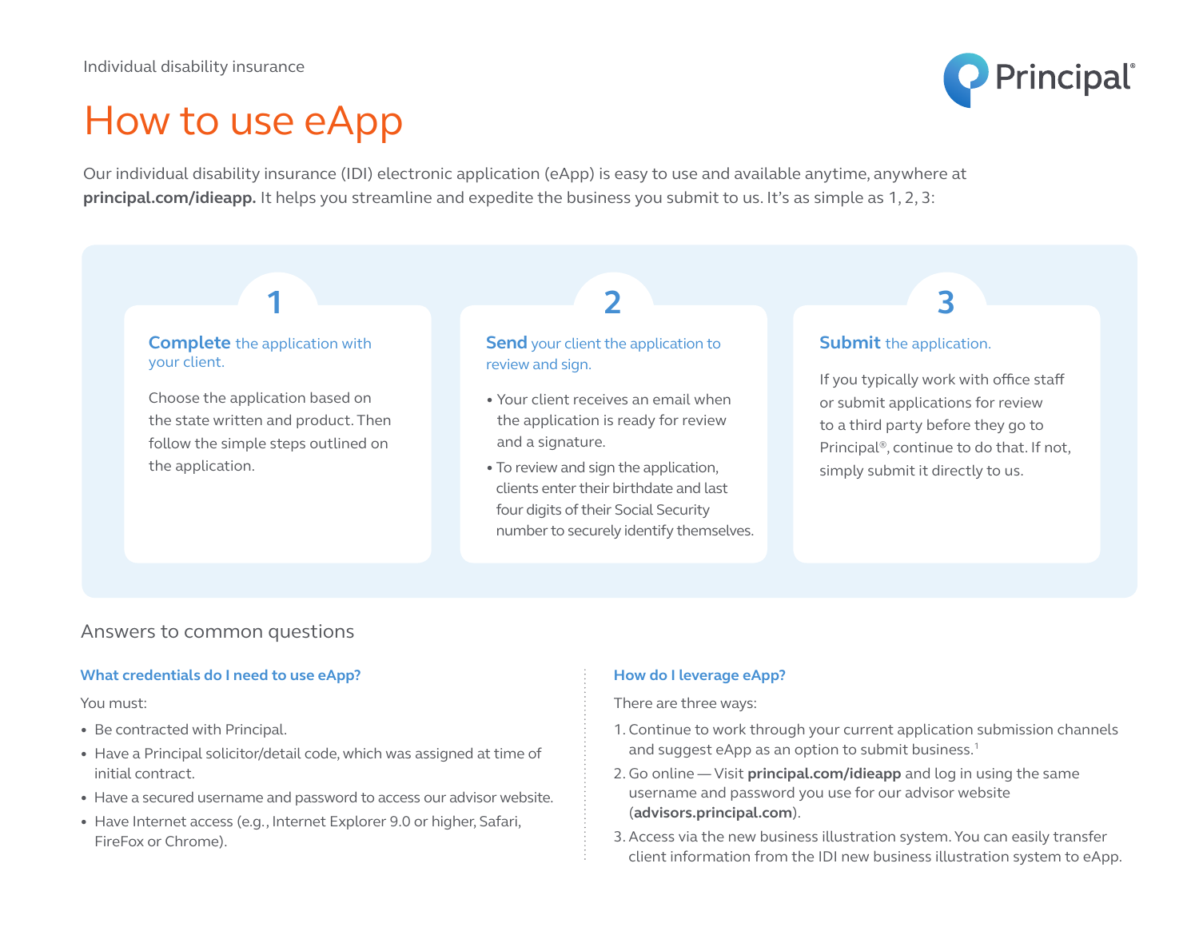Individual disability insurance

# How to use eApp

Our individual disability insurance (IDI) electronic application (eApp) is easy to use and available anytime, anywhere at **principal.com/idieapp.** It helps you streamline and expedite the business you submit to us. It's as simple as 1, 2, 3:

### 1

**Complete** the application with your client.

Choose the application based on the state written and product. Then follow the simple steps outlined on the application.

### 2

**Send** your client the application to review and sign.

- Your client receives an email when the application is ready for review and a signature.
- To review and sign the application, clients enter their birthdate and last four digits of their Social Security number to securely identify themselves.

### 3

**Submit** the application.

If you typically work with office staff or submit applications for review to a third party before they go to Principal®, continue to do that. If not, simply submit it directly to us.

## Answers to common questions

### What credentials do I need to use eApp?

You must:

- Be contracted with Principal.
- Have a Principal solicitor/detail code, which was assigned at time of initial contract.
- Have a secured username and password to access our advisor website.
- Have Internet access (e.g., Internet Explorer 9.0 or higher, Safari, FireFox or Chrome).

### How do I leverage eApp?

There are three ways:

1. Continue to work through your current application submission channels and suggest eApp as an option to submit business.[1]
2. Go online — Visit **principal.com/idieapp** and log in using the same username and password you use for our advisor website (**advisors.principal.com**).
3. Access via the new business illustration system. You can easily transfer client information from the IDI new business illustration system to eApp.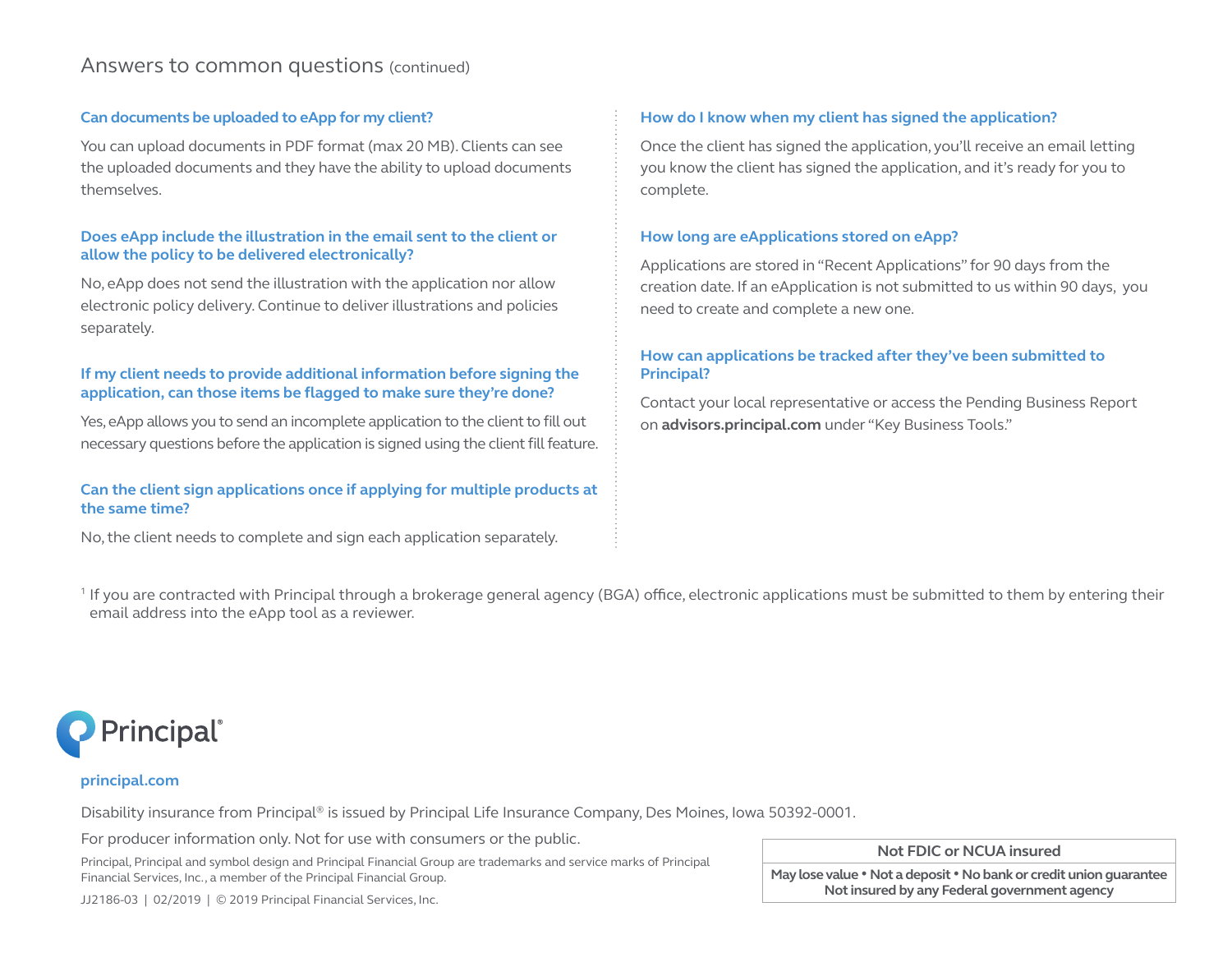## Answers to common questions (continued)

### Can documents be uploaded to eApp for my client?

You can upload documents in PDF format (max 20 MB). Clients can see the uploaded documents and they have the ability to upload documents themselves.

### Does eApp include the illustration in the email sent to the client or allow the policy to be delivered electronically?

No, eApp does not send the illustration with the application nor allow electronic policy delivery. Continue to deliver illustrations and policies separately.

### If my client needs to provide additional information before signing the application, can those items be flagged to make sure they're done?

Yes, eApp allows you to send an incomplete application to the client to fill out necessary questions before the application is signed using the client fill feature.

### Can the client sign applications once if applying for multiple products at the same time?

No, the client needs to complete and sign each application separately.

### How do I know when my client has signed the application?

Once the client has signed the application, you'll receive an email letting you know the client has signed the application, and it's ready for you to complete.

### How long are eApplications stored on eApp?

Applications are stored in "Recent Applications" for 90 days from the creation date. If an eApplication is not submitted to us within 90 days, you need to create and complete a new one.

### How can applications be tracked after they've been submitted to Principal?

Contact your local representative or access the Pending Business Report on **advisors.principal.com** under "Key Business Tools."

[1] If you are contracted with Principal through a brokerage general agency (BGA) office, electronic applications must be submitted to them by entering their email address into the eApp tool as a reviewer.

Principal®

**principal.com**

Disability insurance from Principal® is issued by Principal Life Insurance Company, Des Moines, Iowa 50392-0001.

For producer information only. Not for use with consumers or the public.

Principal, Principal and symbol design and Principal Financial Group are trademarks and service marks of Principal Financial Services, Inc., a member of the Principal Financial Group.

JJ2186-03 | 02/2019 | © 2019 Principal Financial Services, Inc.

| Not FDIC or NCUA insured |
| --- |
| May lose value • Not a deposit • No bank or credit union guarantee<br>Not insured by any Federal government agency |